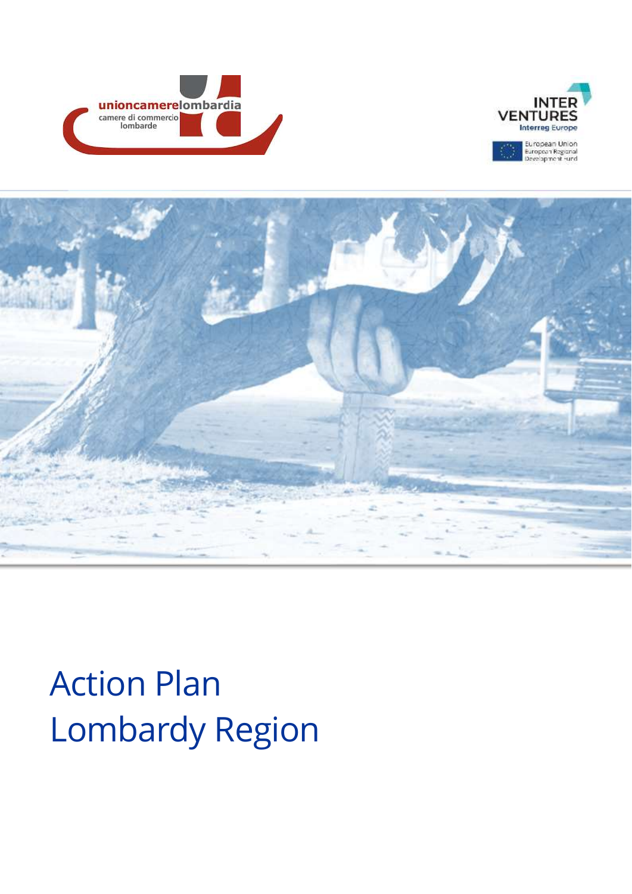unioncamerelombardia
camere di commercio lombarde

INTER VENTURES
Interreg Europe

European Union
European Regional Development Fund

# Action Plan
# Lombardy Region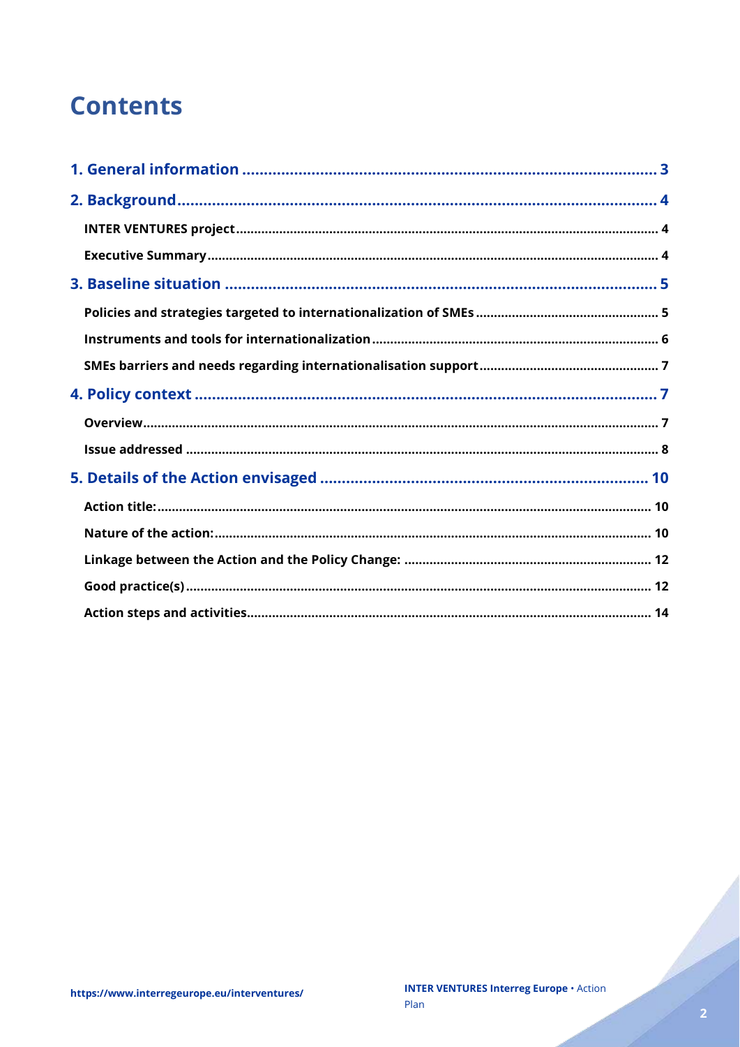# Contents

1. General information ..... 3
2. Background ..... 4
   - INTER VENTURES project ..... 4
   - Executive Summary ..... 4
3. Baseline situation ..... 5
   - Policies and strategies targeted to internationalization of SMEs ..... 5
   - Instruments and tools for internationalization ..... 6
   - SMEs barriers and needs regarding internationalisation support ..... 7
4. Policy context ..... 7
   - Overview ..... 7
   - Issue addressed ..... 8
5. Details of the Action envisaged ..... 10
   - Action title: ..... 10
   - Nature of the action: ..... 10
   - Linkage between the Action and the Policy Change: ..... 12
   - Good practice(s) ..... 12
   - Action steps and activities ..... 14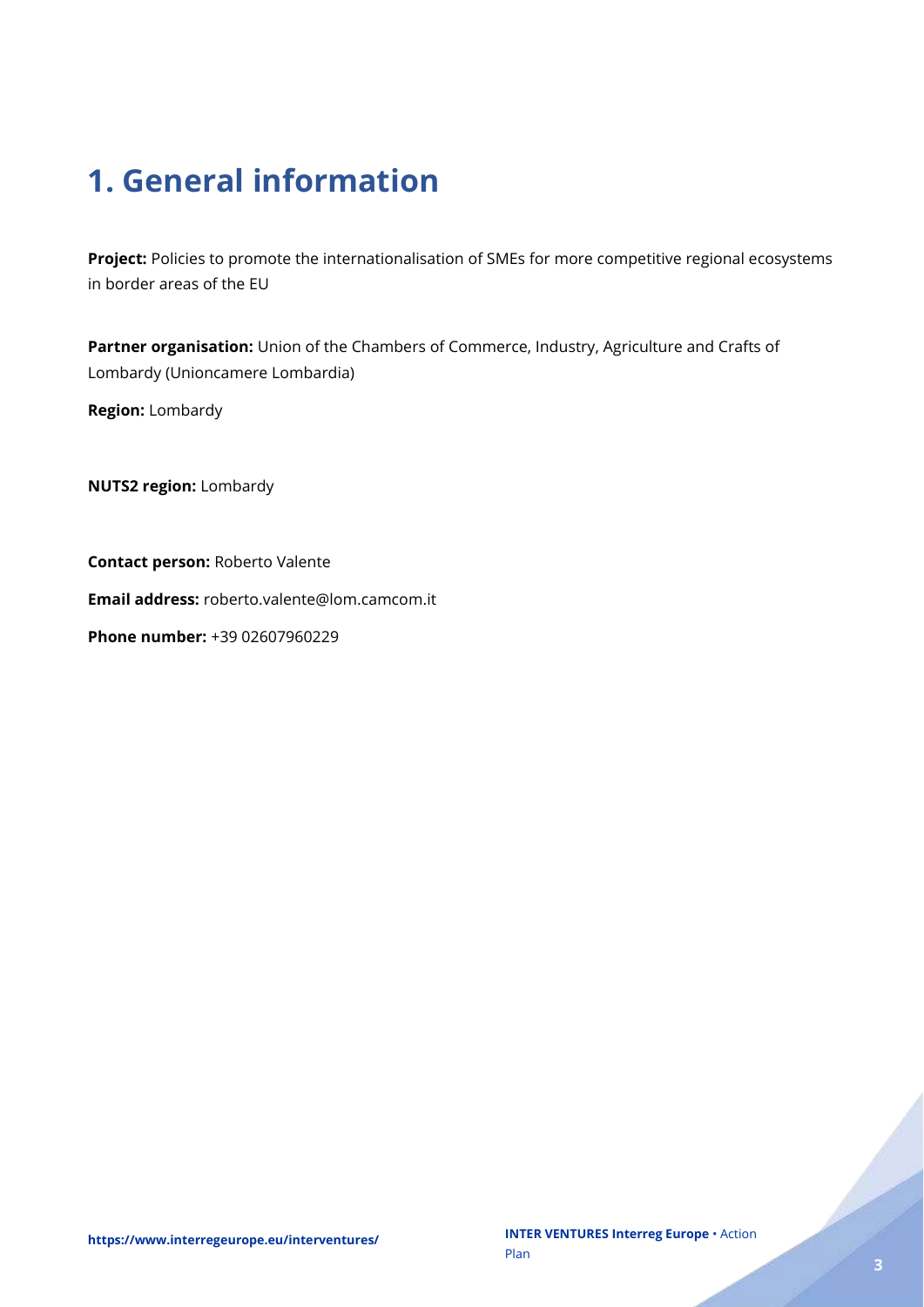# 1. General information

**Project:** Policies to promote the internationalisation of SMEs for more competitive regional ecosystems in border areas of the EU

**Partner organisation:** Union of the Chambers of Commerce, Industry, Agriculture and Crafts of Lombardy (Unioncamere Lombardia)

**Region:** Lombardy

**NUTS2 region:** Lombardy

**Contact person:** Roberto Valente

**Email address:** roberto.valente@lom.camcom.it

**Phone number:** +39 02607960229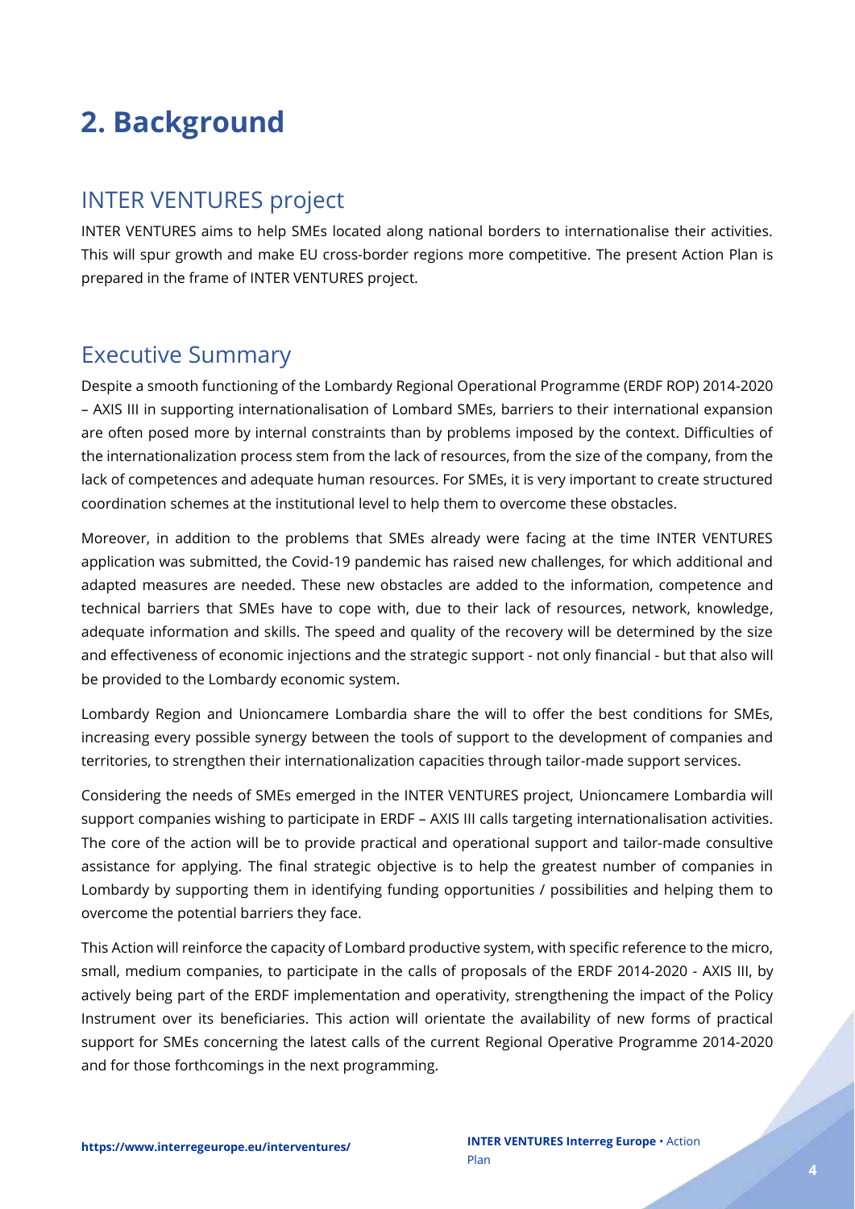# 2. Background

## INTER VENTURES project

INTER VENTURES aims to help SMEs located along national borders to internationalise their activities. This will spur growth and make EU cross-border regions more competitive. The present Action Plan is prepared in the frame of INTER VENTURES project.

## Executive Summary

Despite a smooth functioning of the Lombardy Regional Operational Programme (ERDF ROP) 2014-2020 – AXIS III in supporting internationalisation of Lombard SMEs, barriers to their international expansion are often posed more by internal constraints than by problems imposed by the context. Difficulties of the internationalization process stem from the lack of resources, from the size of the company, from the lack of competences and adequate human resources. For SMEs, it is very important to create structured coordination schemes at the institutional level to help them to overcome these obstacles.

Moreover, in addition to the problems that SMEs already were facing at the time INTER VENTURES application was submitted, the Covid-19 pandemic has raised new challenges, for which additional and adapted measures are needed. These new obstacles are added to the information, competence and technical barriers that SMEs have to cope with, due to their lack of resources, network, knowledge, adequate information and skills. The speed and quality of the recovery will be determined by the size and effectiveness of economic injections and the strategic support - not only financial - but that also will be provided to the Lombardy economic system.

Lombardy Region and Unioncamere Lombardia share the will to offer the best conditions for SMEs, increasing every possible synergy between the tools of support to the development of companies and territories, to strengthen their internationalization capacities through tailor-made support services.

Considering the needs of SMEs emerged in the INTER VENTURES project, Unioncamere Lombardia will support companies wishing to participate in ERDF – AXIS III calls targeting internationalisation activities. The core of the action will be to provide practical and operational support and tailor-made consultive assistance for applying. The final strategic objective is to help the greatest number of companies in Lombardy by supporting them in identifying funding opportunities / possibilities and helping them to overcome the potential barriers they face.

This Action will reinforce the capacity of Lombard productive system, with specific reference to the micro, small, medium companies, to participate in the calls of proposals of the ERDF 2014-2020 - AXIS III, by actively being part of the ERDF implementation and operativity, strengthening the impact of the Policy Instrument over its beneficiaries. This action will orientate the availability of new forms of practical support for SMEs concerning the latest calls of the current Regional Operative Programme 2014-2020 and for those forthcomings in the next programming.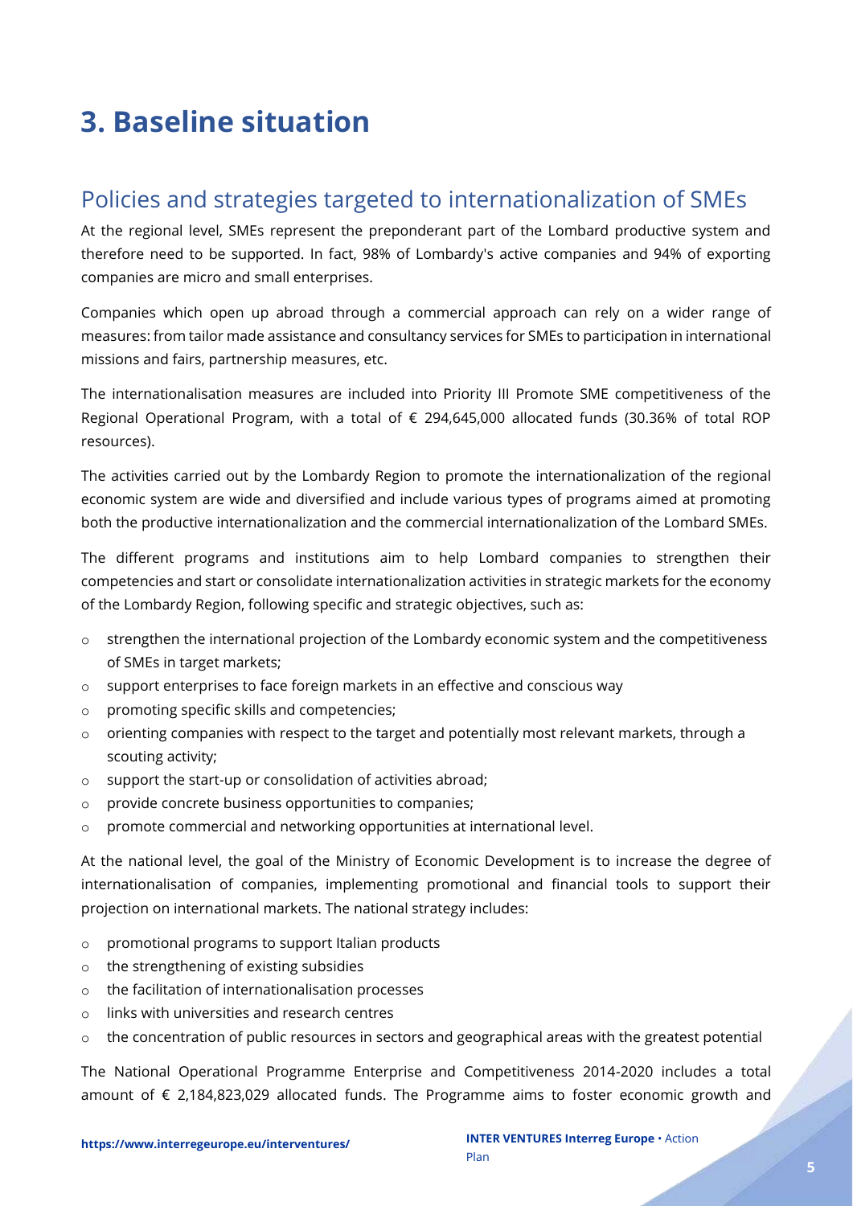# 3. Baseline situation

## Policies and strategies targeted to internationalization of SMEs

At the regional level, SMEs represent the preponderant part of the Lombard productive system and therefore need to be supported. In fact, 98% of Lombardy's active companies and 94% of exporting companies are micro and small enterprises.

Companies which open up abroad through a commercial approach can rely on a wider range of measures: from tailor made assistance and consultancy services for SMEs to participation in international missions and fairs, partnership measures, etc.

The internationalisation measures are included into Priority III Promote SME competitiveness of the Regional Operational Program, with a total of € 294,645,000 allocated funds (30.36% of total ROP resources).

The activities carried out by the Lombardy Region to promote the internationalization of the regional economic system are wide and diversified and include various types of programs aimed at promoting both the productive internationalization and the commercial internationalization of the Lombard SMEs.

The different programs and institutions aim to help Lombard companies to strengthen their competencies and start or consolidate internationalization activities in strategic markets for the economy of the Lombardy Region, following specific and strategic objectives, such as:

- strengthen the international projection of the Lombardy economic system and the competitiveness of SMEs in target markets;
- support enterprises to face foreign markets in an effective and conscious way
- promoting specific skills and competencies;
- orienting companies with respect to the target and potentially most relevant markets, through a scouting activity;
- support the start-up or consolidation of activities abroad;
- provide concrete business opportunities to companies;
- promote commercial and networking opportunities at international level.

At the national level, the goal of the Ministry of Economic Development is to increase the degree of internationalisation of companies, implementing promotional and financial tools to support their projection on international markets. The national strategy includes:

- promotional programs to support Italian products
- the strengthening of existing subsidies
- the facilitation of internationalisation processes
- links with universities and research centres
- the concentration of public resources in sectors and geographical areas with the greatest potential

The National Operational Programme Enterprise and Competitiveness 2014-2020 includes a total amount of € 2,184,823,029 allocated funds. The Programme aims to foster economic growth and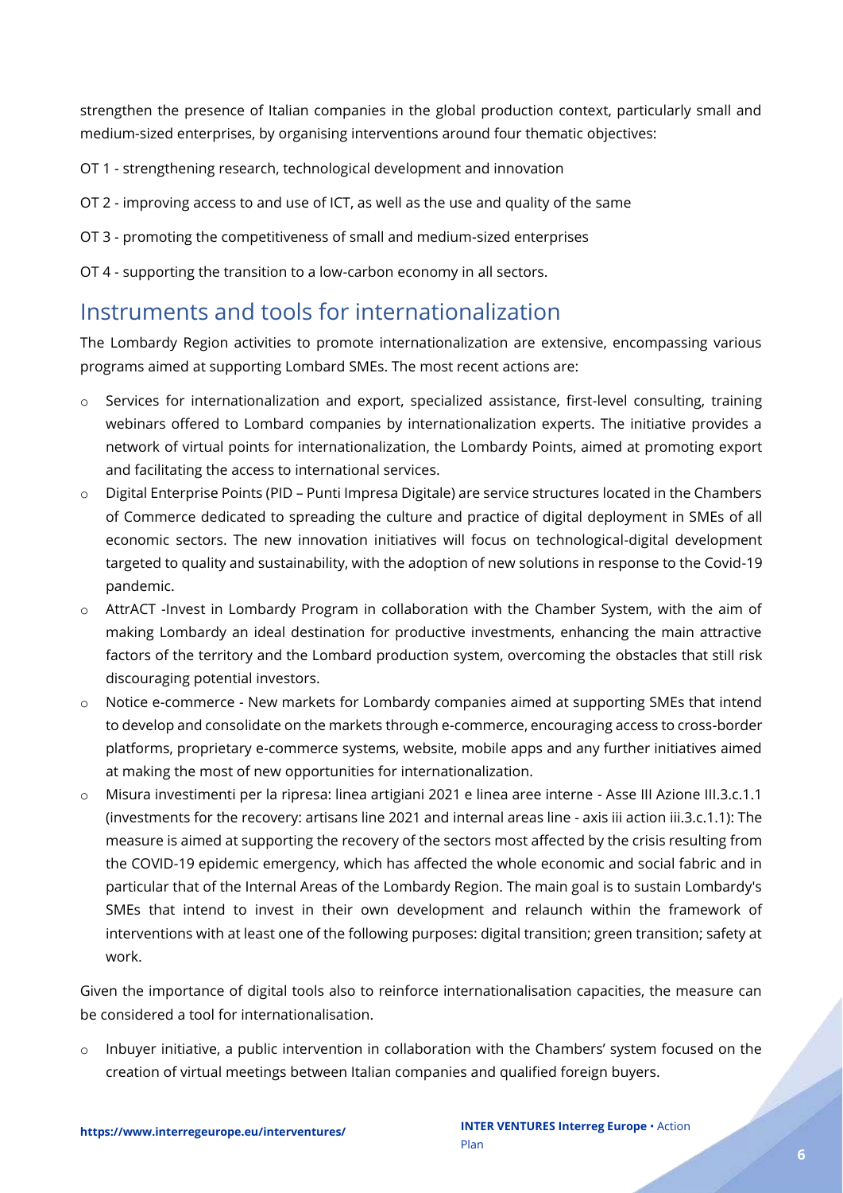strengthen the presence of Italian companies in the global production context, particularly small and medium-sized enterprises, by organising interventions around four thematic objectives:

OT 1 - strengthening research, technological development and innovation

OT 2 - improving access to and use of ICT, as well as the use and quality of the same

OT 3 - promoting the competitiveness of small and medium-sized enterprises

OT 4 - supporting the transition to a low-carbon economy in all sectors.

## Instruments and tools for internationalization

The Lombardy Region activities to promote internationalization are extensive, encompassing various programs aimed at supporting Lombard SMEs. The most recent actions are:

- Services for internationalization and export, specialized assistance, first-level consulting, training webinars offered to Lombard companies by internationalization experts. The initiative provides a network of virtual points for internationalization, the Lombardy Points, aimed at promoting export and facilitating the access to international services.
- Digital Enterprise Points (PID – Punti Impresa Digitale) are service structures located in the Chambers of Commerce dedicated to spreading the culture and practice of digital deployment in SMEs of all economic sectors. The new innovation initiatives will focus on technological-digital development targeted to quality and sustainability, with the adoption of new solutions in response to the Covid-19 pandemic.
- AttrACT -Invest in Lombardy Program in collaboration with the Chamber System, with the aim of making Lombardy an ideal destination for productive investments, enhancing the main attractive factors of the territory and the Lombard production system, overcoming the obstacles that still risk discouraging potential investors.
- Notice e-commerce - New markets for Lombardy companies aimed at supporting SMEs that intend to develop and consolidate on the markets through e-commerce, encouraging access to cross-border platforms, proprietary e-commerce systems, website, mobile apps and any further initiatives aimed at making the most of new opportunities for internationalization.
- Misura investimenti per la ripresa: linea artigiani 2021 e linea aree interne - Asse III Azione III.3.c.1.1 (investments for the recovery: artisans line 2021 and internal areas line - axis iii action iii.3.c.1.1): The measure is aimed at supporting the recovery of the sectors most affected by the crisis resulting from the COVID-19 epidemic emergency, which has affected the whole economic and social fabric and in particular that of the Internal Areas of the Lombardy Region. The main goal is to sustain Lombardy's SMEs that intend to invest in their own development and relaunch within the framework of interventions with at least one of the following purposes: digital transition; green transition; safety at work.

Given the importance of digital tools also to reinforce internationalisation capacities, the measure can be considered a tool for internationalisation.

- Inbuyer initiative, a public intervention in collaboration with the Chambers' system focused on the creation of virtual meetings between Italian companies and qualified foreign buyers.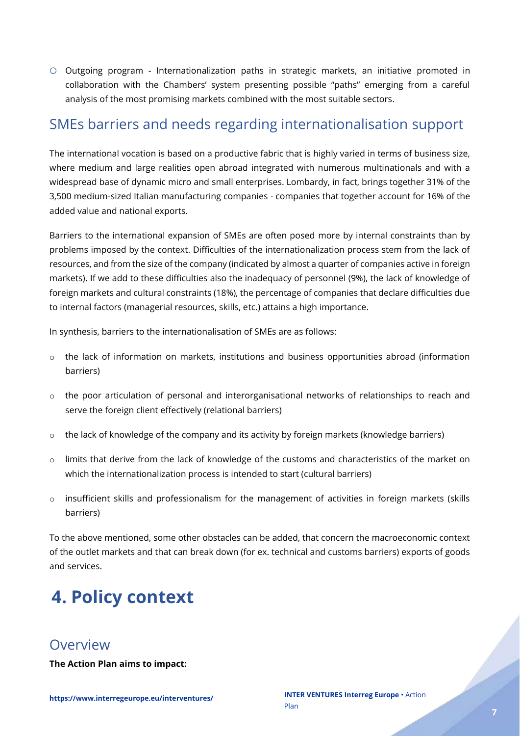- Outgoing program - Internationalization paths in strategic markets, an initiative promoted in collaboration with the Chambers' system presenting possible "paths" emerging from a careful analysis of the most promising markets combined with the most suitable sectors.

## SMEs barriers and needs regarding internationalisation support

The international vocation is based on a productive fabric that is highly varied in terms of business size, where medium and large realities open abroad integrated with numerous multinationals and with a widespread base of dynamic micro and small enterprises. Lombardy, in fact, brings together 31% of the 3,500 medium-sized Italian manufacturing companies - companies that together account for 16% of the added value and national exports.

Barriers to the international expansion of SMEs are often posed more by internal constraints than by problems imposed by the context. Difficulties of the internationalization process stem from the lack of resources, and from the size of the company (indicated by almost a quarter of companies active in foreign markets). If we add to these difficulties also the inadequacy of personnel (9%), the lack of knowledge of foreign markets and cultural constraints (18%), the percentage of companies that declare difficulties due to internal factors (managerial resources, skills, etc.) attains a high importance.

In synthesis, barriers to the internationalisation of SMEs are as follows:

- the lack of information on markets, institutions and business opportunities abroad (information barriers)
- the poor articulation of personal and interorganisational networks of relationships to reach and serve the foreign client effectively (relational barriers)
- the lack of knowledge of the company and its activity by foreign markets (knowledge barriers)
- limits that derive from the lack of knowledge of the customs and characteristics of the market on which the internationalization process is intended to start (cultural barriers)
- insufficient skills and professionalism for the management of activities in foreign markets (skills barriers)

To the above mentioned, some other obstacles can be added, that concern the macroeconomic context of the outlet markets and that can break down (for ex. technical and customs barriers) exports of goods and services.

# 4. Policy context

## Overview

**The Action Plan aims to impact:**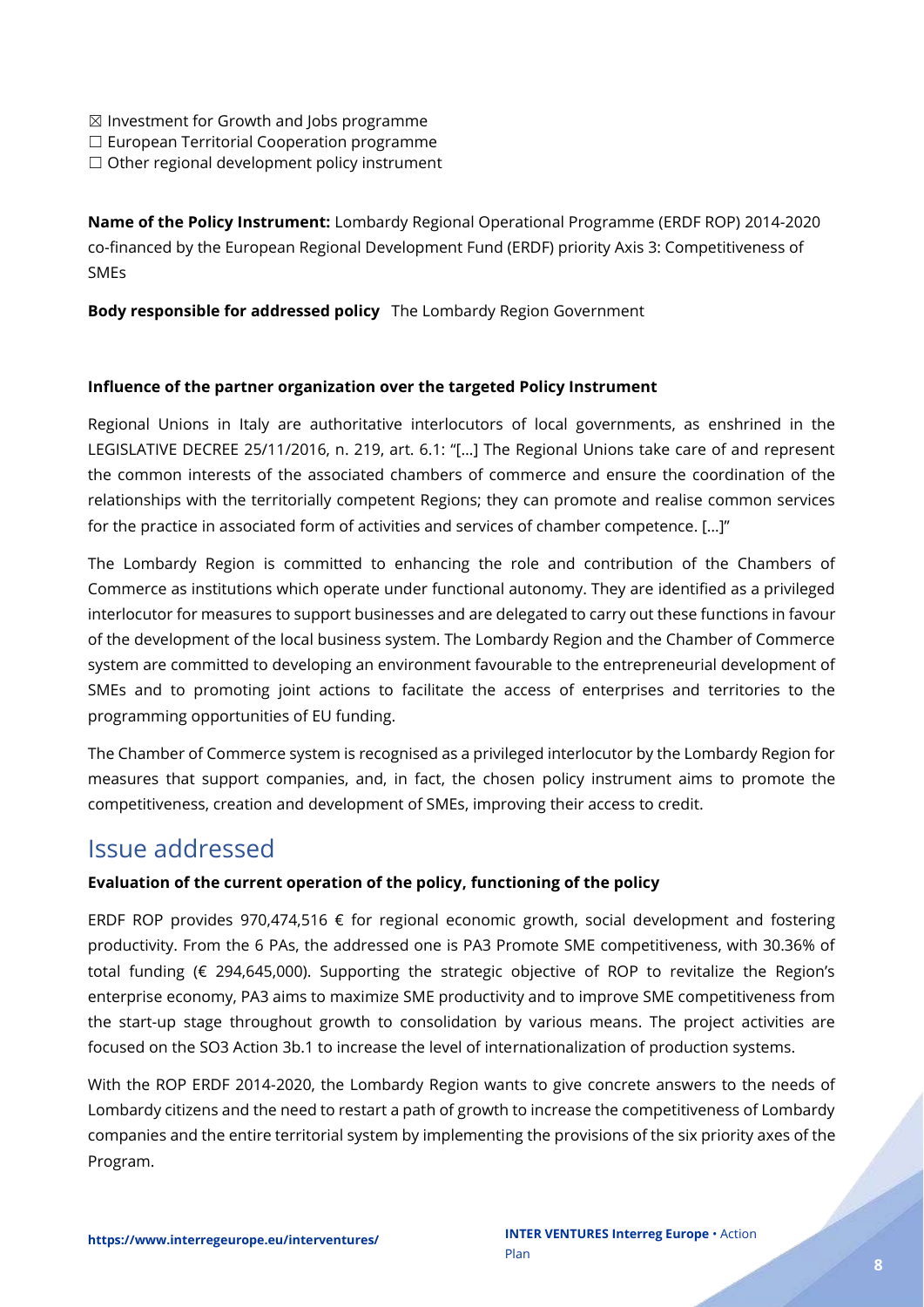☒ Investment for Growth and Jobs programme
☐ European Territorial Cooperation programme
☐ Other regional development policy instrument

**Name of the Policy Instrument:** Lombardy Regional Operational Programme (ERDF ROP) 2014-2020 co-financed by the European Regional Development Fund (ERDF) priority Axis 3: Competitiveness of SMEs

**Body responsible for addressed policy** The Lombardy Region Government

**Influence of the partner organization over the targeted Policy Instrument**

Regional Unions in Italy are authoritative interlocutors of local governments, as enshrined in the LEGISLATIVE DECREE 25/11/2016, n. 219, art. 6.1: "[...] The Regional Unions take care of and represent the common interests of the associated chambers of commerce and ensure the coordination of the relationships with the territorially competent Regions; they can promote and realise common services for the practice in associated form of activities and services of chamber competence. [...]"

The Lombardy Region is committed to enhancing the role and contribution of the Chambers of Commerce as institutions which operate under functional autonomy. They are identified as a privileged interlocutor for measures to support businesses and are delegated to carry out these functions in favour of the development of the local business system. The Lombardy Region and the Chamber of Commerce system are committed to developing an environment favourable to the entrepreneurial development of SMEs and to promoting joint actions to facilitate the access of enterprises and territories to the programming opportunities of EU funding.

The Chamber of Commerce system is recognised as a privileged interlocutor by the Lombardy Region for measures that support companies, and, in fact, the chosen policy instrument aims to promote the competitiveness, creation and development of SMEs, improving their access to credit.

## Issue addressed

**Evaluation of the current operation of the policy, functioning of the policy**

ERDF ROP provides 970,474,516 € for regional economic growth, social development and fostering productivity. From the 6 PAs, the addressed one is PA3 Promote SME competitiveness, with 30.36% of total funding (€ 294,645,000). Supporting the strategic objective of ROP to revitalize the Region's enterprise economy, PA3 aims to maximize SME productivity and to improve SME competitiveness from the start-up stage throughout growth to consolidation by various means. The project activities are focused on the SO3 Action 3b.1 to increase the level of internationalization of production systems.

With the ROP ERDF 2014-2020, the Lombardy Region wants to give concrete answers to the needs of Lombardy citizens and the need to restart a path of growth to increase the competitiveness of Lombardy companies and the entire territorial system by implementing the provisions of the six priority axes of the Program.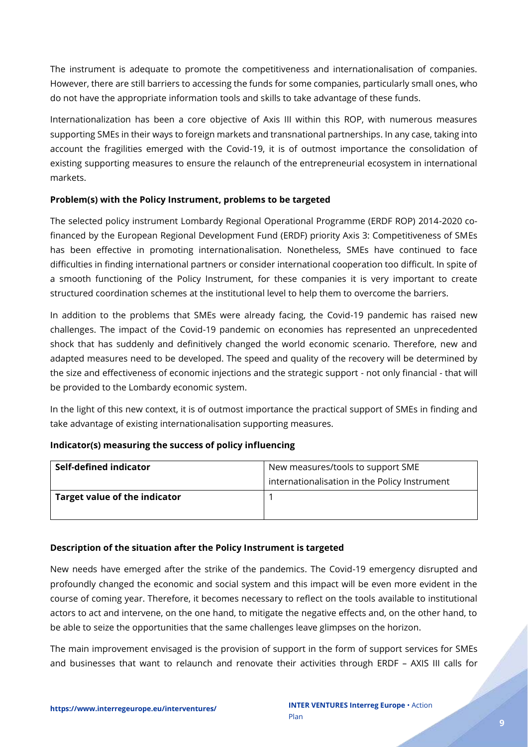The instrument is adequate to promote the competitiveness and internationalisation of companies. However, there are still barriers to accessing the funds for some companies, particularly small ones, who do not have the appropriate information tools and skills to take advantage of these funds.

Internationalization has been a core objective of Axis III within this ROP, with numerous measures supporting SMEs in their ways to foreign markets and transnational partnerships. In any case, taking into account the fragilities emerged with the Covid-19, it is of outmost importance the consolidation of existing supporting measures to ensure the relaunch of the entrepreneurial ecosystem in international markets.

**Problem(s) with the Policy Instrument, problems to be targeted**

The selected policy instrument Lombardy Regional Operational Programme (ERDF ROP) 2014-2020 co-financed by the European Regional Development Fund (ERDF) priority Axis 3: Competitiveness of SMEs has been effective in promoting internationalisation. Nonetheless, SMEs have continued to face difficulties in finding international partners or consider international cooperation too difficult. In spite of a smooth functioning of the Policy Instrument, for these companies it is very important to create structured coordination schemes at the institutional level to help them to overcome the barriers.

In addition to the problems that SMEs were already facing, the Covid-19 pandemic has raised new challenges. The impact of the Covid-19 pandemic on economies has represented an unprecedented shock that has suddenly and definitively changed the world economic scenario. Therefore, new and adapted measures need to be developed. The speed and quality of the recovery will be determined by the size and effectiveness of economic injections and the strategic support - not only financial - that will be provided to the Lombardy economic system.

In the light of this new context, it is of outmost importance the practical support of SMEs in finding and take advantage of existing internationalisation supporting measures.

**Indicator(s) measuring the success of policy influencing**

| **Self-defined indicator** | New measures/tools to support SME internationalisation in the Policy Instrument |
| --- | --- |
| **Target value of the indicator** | 1 |

**Description of the situation after the Policy Instrument is targeted**

New needs have emerged after the strike of the pandemics. The Covid-19 emergency disrupted and profoundly changed the economic and social system and this impact will be even more evident in the course of coming year. Therefore, it becomes necessary to reflect on the tools available to institutional actors to act and intervene, on the one hand, to mitigate the negative effects and, on the other hand, to be able to seize the opportunities that the same challenges leave glimpses on the horizon.

The main improvement envisaged is the provision of support in the form of support services for SMEs and businesses that want to relaunch and renovate their activities through ERDF – AXIS III calls for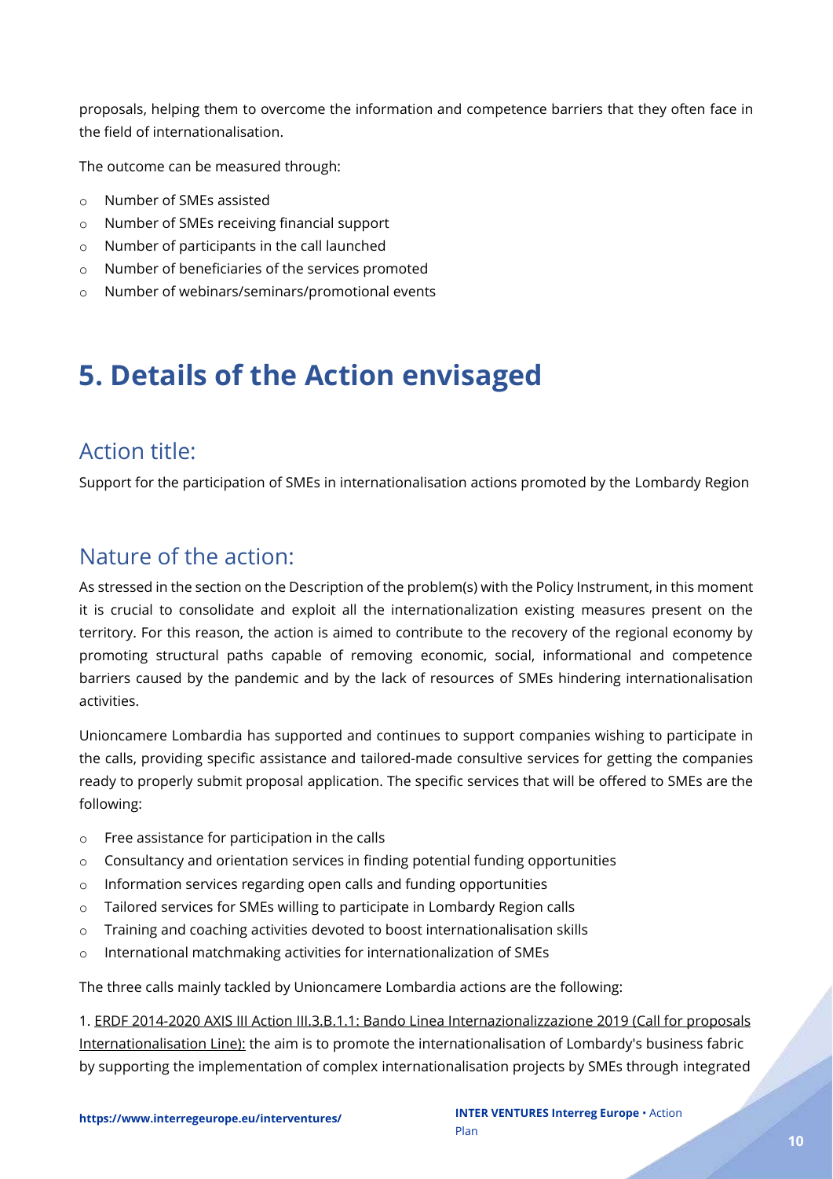proposals, helping them to overcome the information and competence barriers that they often face in the field of internationalisation.

The outcome can be measured through:

- Number of SMEs assisted
- Number of SMEs receiving financial support
- Number of participants in the call launched
- Number of beneficiaries of the services promoted
- Number of webinars/seminars/promotional events

# 5. Details of the Action envisaged

## Action title:

Support for the participation of SMEs in internationalisation actions promoted by the Lombardy Region

## Nature of the action:

As stressed in the section on the Description of the problem(s) with the Policy Instrument, in this moment it is crucial to consolidate and exploit all the internationalization existing measures present on the territory. For this reason, the action is aimed to contribute to the recovery of the regional economy by promoting structural paths capable of removing economic, social, informational and competence barriers caused by the pandemic and by the lack of resources of SMEs hindering internationalisation activities.

Unioncamere Lombardia has supported and continues to support companies wishing to participate in the calls, providing specific assistance and tailored-made consultive services for getting the companies ready to properly submit proposal application. The specific services that will be offered to SMEs are the following:

- Free assistance for participation in the calls
- Consultancy and orientation services in finding potential funding opportunities
- Information services regarding open calls and funding opportunities
- Tailored services for SMEs willing to participate in Lombardy Region calls
- Training and coaching activities devoted to boost internationalisation skills
- International matchmaking activities for internationalization of SMEs

The three calls mainly tackled by Unioncamere Lombardia actions are the following:

1. ERDF 2014-2020 AXIS III Action III.3.B.1.1: Bando Linea Internazionalizzazione 2019 (Call for proposals Internationalisation Line): the aim is to promote the internationalisation of Lombardy's business fabric by supporting the implementation of complex internationalisation projects by SMEs through integrated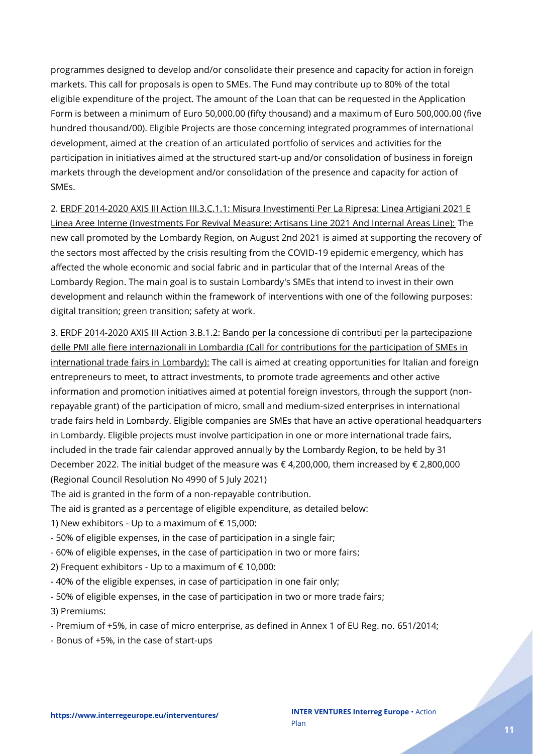programmes designed to develop and/or consolidate their presence and capacity for action in foreign markets. This call for proposals is open to SMEs. The Fund may contribute up to 80% of the total eligible expenditure of the project. The amount of the Loan that can be requested in the Application Form is between a minimum of Euro 50,000.00 (fifty thousand) and a maximum of Euro 500,000.00 (five hundred thousand/00). Eligible Projects are those concerning integrated programmes of international development, aimed at the creation of an articulated portfolio of services and activities for the participation in initiatives aimed at the structured start-up and/or consolidation of business in foreign markets through the development and/or consolidation of the presence and capacity for action of SMEs.

2. <u>ERDF 2014-2020 AXIS III Action III.3.C.1.1: Misura Investimenti Per La Ripresa: Linea Artigiani 2021 E Linea Aree Interne (Investments For Revival Measure: Artisans Line 2021 And Internal Areas Line):</u> The new call promoted by the Lombardy Region, on August 2nd 2021 is aimed at supporting the recovery of the sectors most affected by the crisis resulting from the COVID-19 epidemic emergency, which has affected the whole economic and social fabric and in particular that of the Internal Areas of the Lombardy Region. The main goal is to sustain Lombardy's SMEs that intend to invest in their own development and relaunch within the framework of interventions with one of the following purposes: digital transition; green transition; safety at work.

3. <u>ERDF 2014-2020 AXIS III Action 3.B.1.2: Bando per la concessione di contributi per la partecipazione delle PMI alle fiere internazionali in Lombardia (Call for contributions for the participation of SMEs in international trade fairs in Lombardy):</u> The call is aimed at creating opportunities for Italian and foreign entrepreneurs to meet, to attract investments, to promote trade agreements and other active information and promotion initiatives aimed at potential foreign investors, through the support (non-repayable grant) of the participation of micro, small and medium-sized enterprises in international trade fairs held in Lombardy. Eligible companies are SMEs that have an active operational headquarters in Lombardy. Eligible projects must involve participation in one or more international trade fairs, included in the trade fair calendar approved annually by the Lombardy Region, to be held by 31 December 2022. The initial budget of the measure was € 4,200,000, them increased by € 2,800,000 (Regional Council Resolution No 4990 of 5 July 2021)

The aid is granted in the form of a non-repayable contribution.

The aid is granted as a percentage of eligible expenditure, as detailed below:

1) New exhibitors - Up to a maximum of € 15,000:

- 50% of eligible expenses, in the case of participation in a single fair;
- 60% of eligible expenses, in the case of participation in two or more fairs;

2) Frequent exhibitors - Up to a maximum of € 10,000:

- 40% of the eligible expenses, in case of participation in one fair only;
- 50% of eligible expenses, in the case of participation in two or more trade fairs;

3) Premiums:

- Premium of +5%, in case of micro enterprise, as defined in Annex 1 of EU Reg. no. 651/2014;
- Bonus of +5%, in the case of start-ups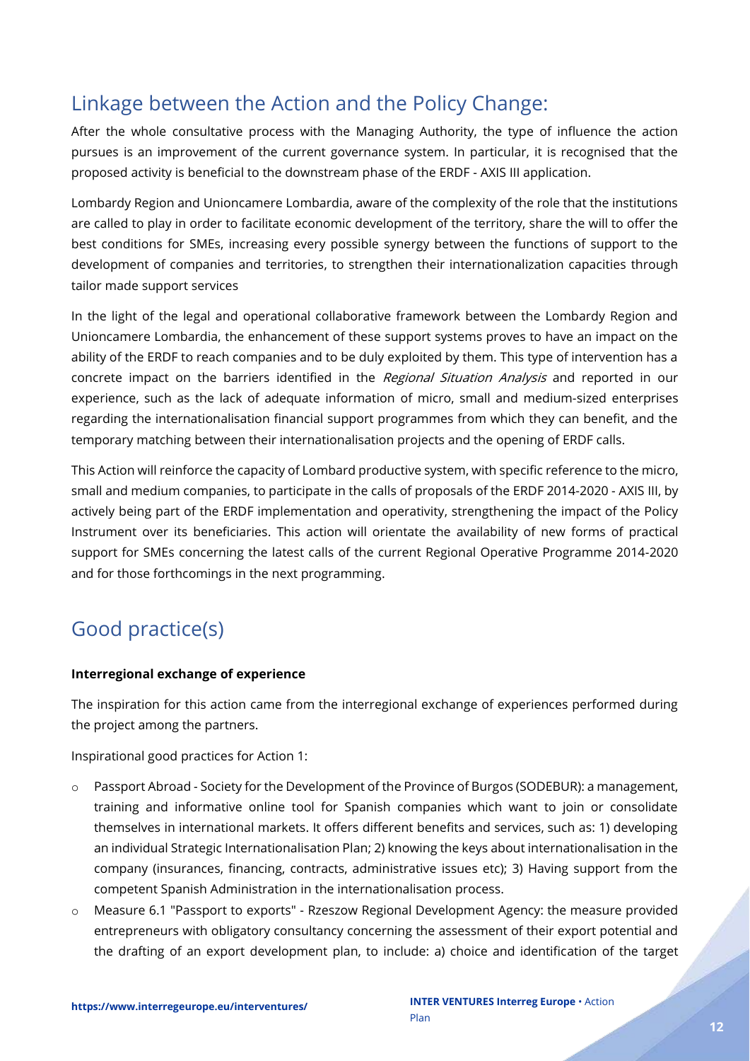## Linkage between the Action and the Policy Change:

After the whole consultative process with the Managing Authority, the type of influence the action pursues is an improvement of the current governance system. In particular, it is recognised that the proposed activity is beneficial to the downstream phase of the ERDF - AXIS III application.

Lombardy Region and Unioncamere Lombardia, aware of the complexity of the role that the institutions are called to play in order to facilitate economic development of the territory, share the will to offer the best conditions for SMEs, increasing every possible synergy between the functions of support to the development of companies and territories, to strengthen their internationalization capacities through tailor made support services

In the light of the legal and operational collaborative framework between the Lombardy Region and Unioncamere Lombardia, the enhancement of these support systems proves to have an impact on the ability of the ERDF to reach companies and to be duly exploited by them. This type of intervention has a concrete impact on the barriers identified in the *Regional Situation Analysis* and reported in our experience, such as the lack of adequate information of micro, small and medium-sized enterprises regarding the internationalisation financial support programmes from which they can benefit, and the temporary matching between their internationalisation projects and the opening of ERDF calls.

This Action will reinforce the capacity of Lombard productive system, with specific reference to the micro, small and medium companies, to participate in the calls of proposals of the ERDF 2014-2020 - AXIS III, by actively being part of the ERDF implementation and operativity, strengthening the impact of the Policy Instrument over its beneficiaries. This action will orientate the availability of new forms of practical support for SMEs concerning the latest calls of the current Regional Operative Programme 2014-2020 and for those forthcomings in the next programming.

## Good practice(s)

**Interregional exchange of experience**

The inspiration for this action came from the interregional exchange of experiences performed during the project among the partners.

Inspirational good practices for Action 1:

- Passport Abroad - Society for the Development of the Province of Burgos (SODEBUR): a management, training and informative online tool for Spanish companies which want to join or consolidate themselves in international markets. It offers different benefits and services, such as: 1) developing an individual Strategic Internationalisation Plan; 2) knowing the keys about internationalisation in the company (insurances, financing, contracts, administrative issues etc); 3) Having support from the competent Spanish Administration in the internationalisation process.
- Measure 6.1 "Passport to exports" - Rzeszow Regional Development Agency: the measure provided entrepreneurs with obligatory consultancy concerning the assessment of their export potential and the drafting of an export development plan, to include: a) choice and identification of the target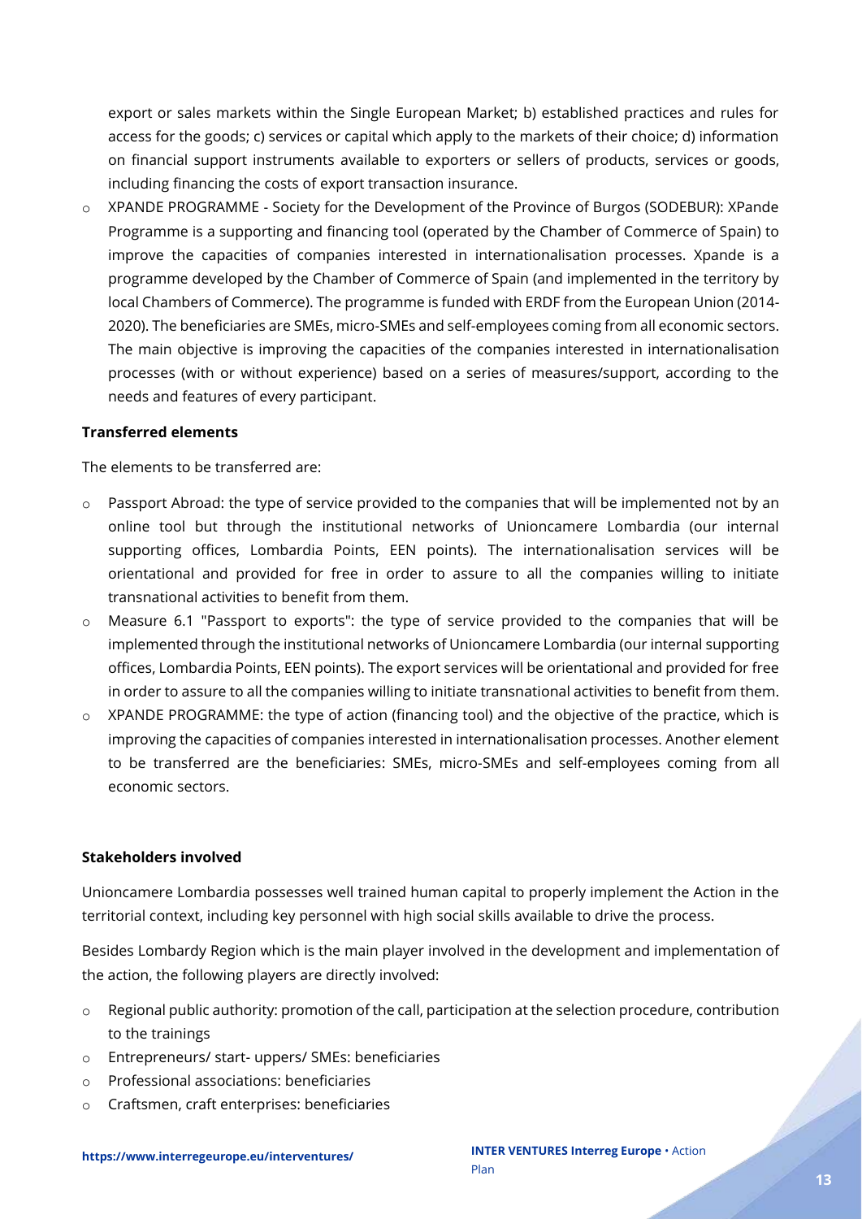export or sales markets within the Single European Market; b) established practices and rules for access for the goods; c) services or capital which apply to the markets of their choice; d) information on financial support instruments available to exporters or sellers of products, services or goods, including financing the costs of export transaction insurance.

- XPANDE PROGRAMME - Society for the Development of the Province of Burgos (SODEBUR): XPande Programme is a supporting and financing tool (operated by the Chamber of Commerce of Spain) to improve the capacities of companies interested in internationalisation processes. Xpande is a programme developed by the Chamber of Commerce of Spain (and implemented in the territory by local Chambers of Commerce). The programme is funded with ERDF from the European Union (2014-2020). The beneficiaries are SMEs, micro-SMEs and self-employees coming from all economic sectors. The main objective is improving the capacities of the companies interested in internationalisation processes (with or without experience) based on a series of measures/support, according to the needs and features of every participant.

**Transferred elements**

The elements to be transferred are:

- Passport Abroad: the type of service provided to the companies that will be implemented not by an online tool but through the institutional networks of Unioncamere Lombardia (our internal supporting offices, Lombardia Points, EEN points). The internationalisation services will be orientational and provided for free in order to assure to all the companies willing to initiate transnational activities to benefit from them.
- Measure 6.1 "Passport to exports": the type of service provided to the companies that will be implemented through the institutional networks of Unioncamere Lombardia (our internal supporting offices, Lombardia Points, EEN points). The export services will be orientational and provided for free in order to assure to all the companies willing to initiate transnational activities to benefit from them.
- XPANDE PROGRAMME: the type of action (financing tool) and the objective of the practice, which is improving the capacities of companies interested in internationalisation processes. Another element to be transferred are the beneficiaries: SMEs, micro-SMEs and self-employees coming from all economic sectors.

**Stakeholders involved**

Unioncamere Lombardia possesses well trained human capital to properly implement the Action in the territorial context, including key personnel with high social skills available to drive the process.

Besides Lombardy Region which is the main player involved in the development and implementation of the action, the following players are directly involved:

- Regional public authority: promotion of the call, participation at the selection procedure, contribution to the trainings
- Entrepreneurs/ start- uppers/ SMEs: beneficiaries
- Professional associations: beneficiaries
- Craftsmen, craft enterprises: beneficiaries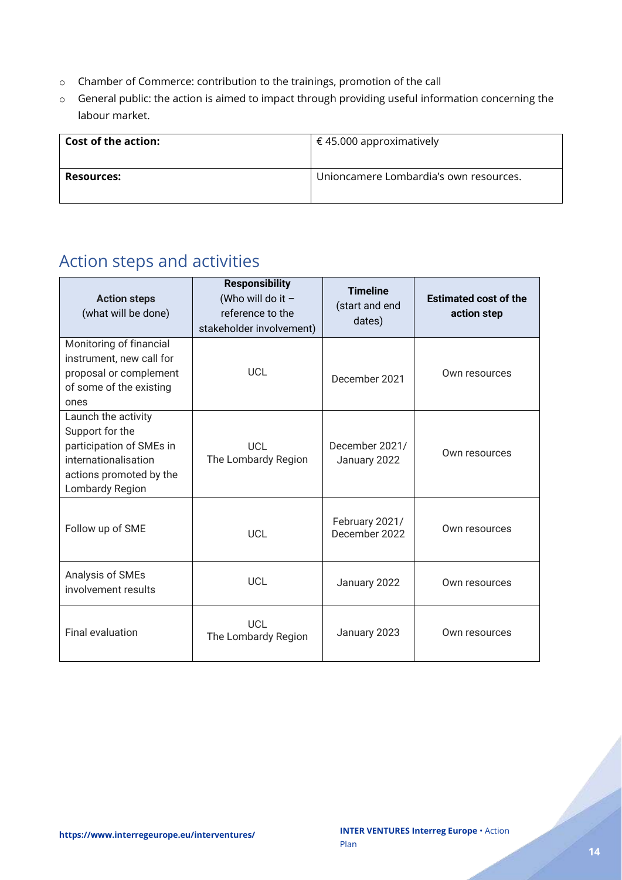- Chamber of Commerce: contribution to the trainings, promotion of the call
- General public: the action is aimed to impact through providing useful information concerning the labour market.

| **Cost of the action:** | € 45.000 approximatively |
|---|---|
| **Resources:** | Unioncamere Lombardia's own resources. |

## Action steps and activities

| **Action steps** (what will be done) | **Responsibility** (Who will do it – reference to the stakeholder involvement) | **Timeline** (start and end dates) | **Estimated cost of the action step** |
|---|---|---|---|
| Monitoring of financial instrument, new call for proposal or complement of some of the existing ones | UCL | December 2021 | Own resources |
| Launch the activity Support for the participation of SMEs in internationalisation actions promoted by the Lombardy Region | UCL<br>The Lombardy Region | December 2021/ January 2022 | Own resources |
| Follow up of SME | UCL | February 2021/ December 2022 | Own resources |
| Analysis of SMEs involvement results | UCL | January 2022 | Own resources |
| Final evaluation | UCL<br>The Lombardy Region | January 2023 | Own resources |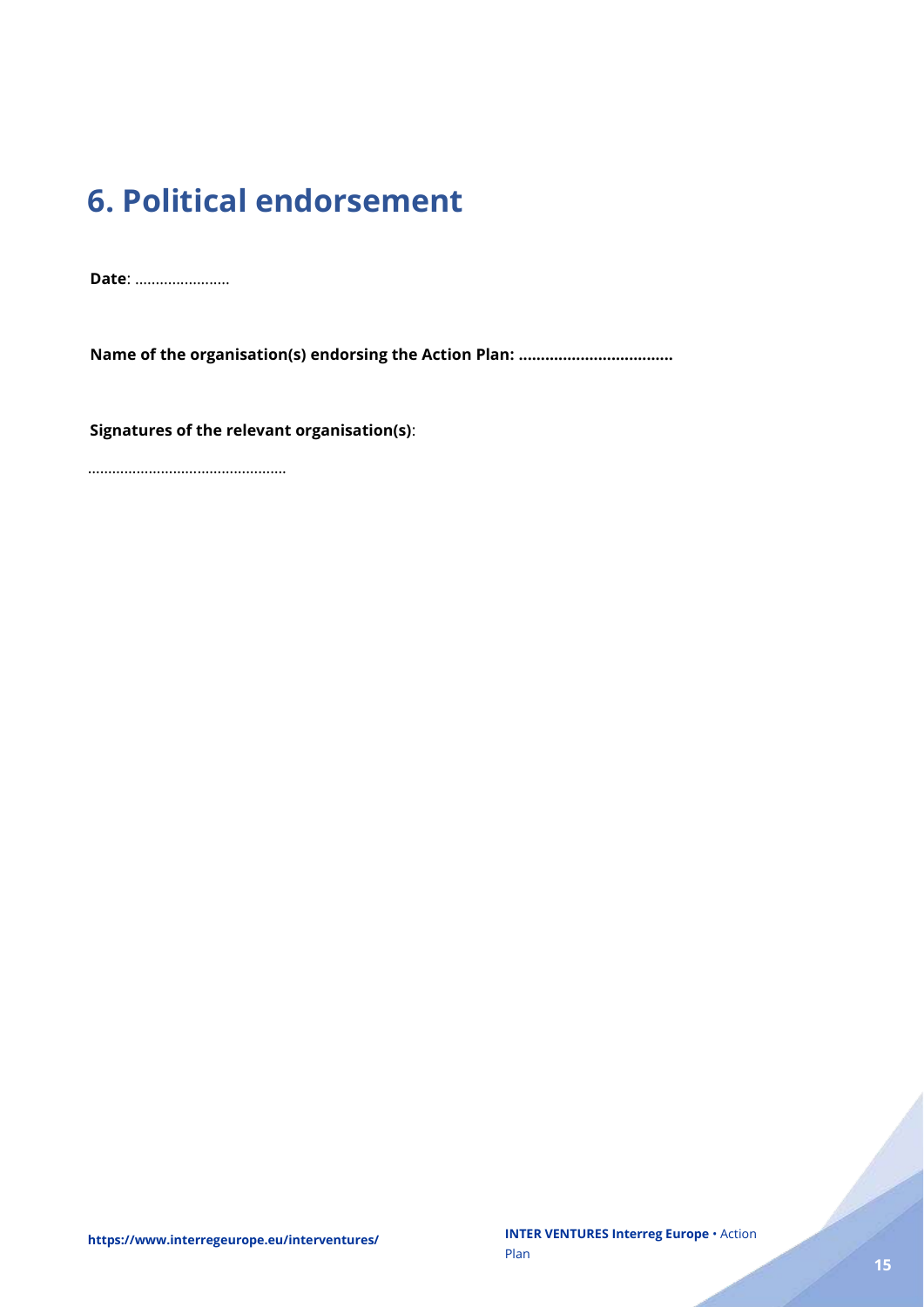# 6. Political endorsement

**Date**: .......................

**Name of the organisation(s) endorsing the Action Plan: ..................................**

**Signatures of the relevant organisation(s)**:

.................................................